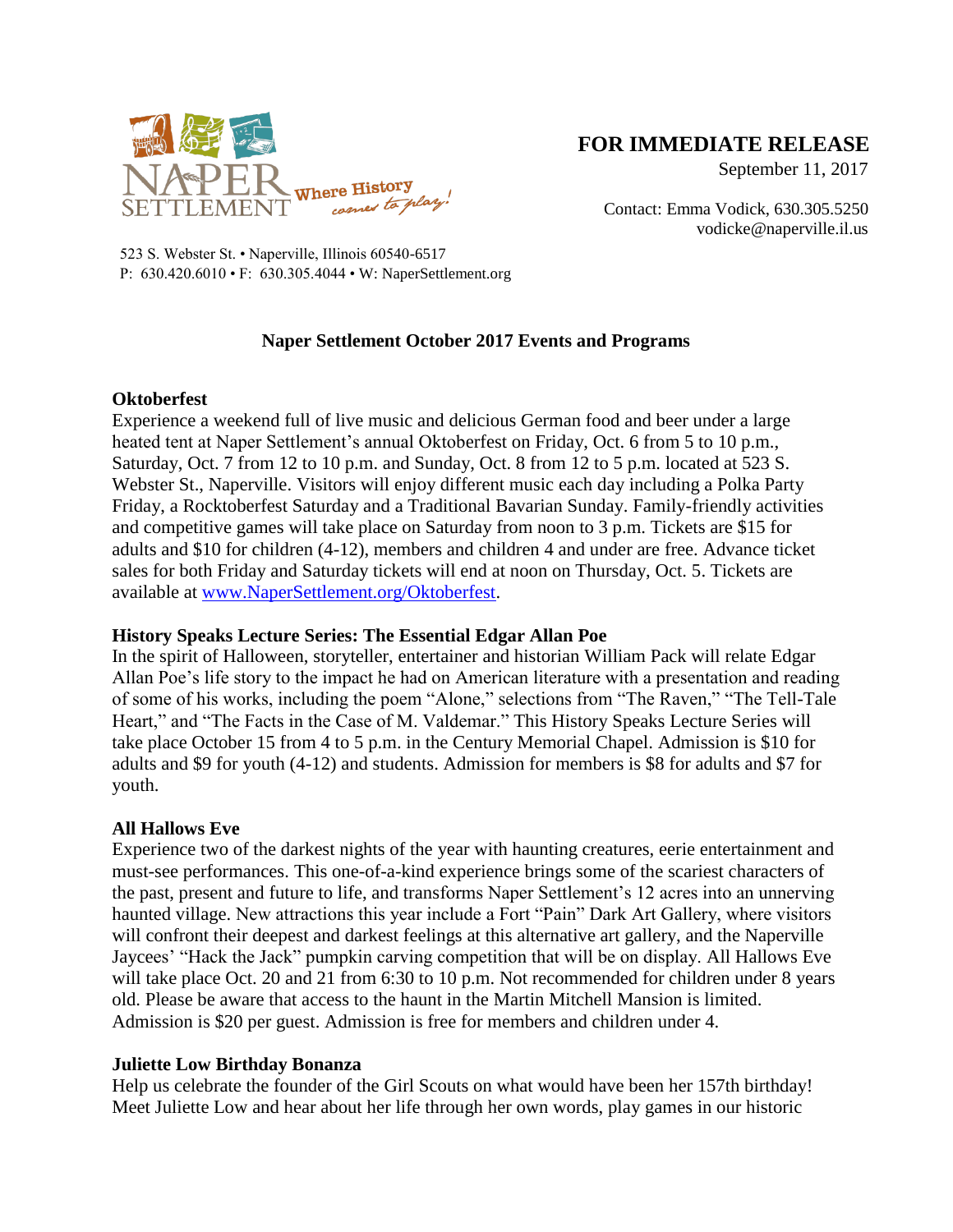NAPER SETTLEMENT Where History comes to play!

523 S. Webster St. • Naperville, Illinois 60540-6517
P: 630.420.6010 • F: 630.305.4044 • W: NaperSettlement.org

**FOR IMMEDIATE RELEASE**
September 11, 2017

Contact: Emma Vodick, 630.305.5250
vodicke@naperville.il.us

## Naper Settlement October 2017 Events and Programs

### Oktoberfest

Experience a weekend full of live music and delicious German food and beer under a large heated tent at Naper Settlement's annual Oktoberfest on Friday, Oct. 6 from 5 to 10 p.m., Saturday, Oct. 7 from 12 to 10 p.m. and Sunday, Oct. 8 from 12 to 5 p.m. located at 523 S. Webster St., Naperville. Visitors will enjoy different music each day including a Polka Party Friday, a Rocktoberfest Saturday and a Traditional Bavarian Sunday. Family-friendly activities and competitive games will take place on Saturday from noon to 3 p.m. Tickets are $15 for adults and $10 for children (4-12), members and children 4 and under are free. Advance ticket sales for both Friday and Saturday tickets will end at noon on Thursday, Oct. 5. Tickets are available at www.NaperSettlement.org/Oktoberfest.

### History Speaks Lecture Series: The Essential Edgar Allan Poe

In the spirit of Halloween, storyteller, entertainer and historian William Pack will relate Edgar Allan Poe's life story to the impact he had on American literature with a presentation and reading of some of his works, including the poem "Alone," selections from "The Raven," "The Tell-Tale Heart," and "The Facts in the Case of M. Valdemar." This History Speaks Lecture Series will take place October 15 from 4 to 5 p.m. in the Century Memorial Chapel. Admission is $10 for adults and $9 for youth (4-12) and students. Admission for members is $8 for adults and $7 for youth.

### All Hallows Eve

Experience two of the darkest nights of the year with haunting creatures, eerie entertainment and must-see performances. This one-of-a-kind experience brings some of the scariest characters of the past, present and future to life, and transforms Naper Settlement's 12 acres into an unnerving haunted village. New attractions this year include a Fort "Pain" Dark Art Gallery, where visitors will confront their deepest and darkest feelings at this alternative art gallery, and the Naperville Jaycees' "Hack the Jack" pumpkin carving competition that will be on display. All Hallows Eve will take place Oct. 20 and 21 from 6:30 to 10 p.m. Not recommended for children under 8 years old. Please be aware that access to the haunt in the Martin Mitchell Mansion is limited. Admission is $20 per guest. Admission is free for members and children under 4.

### Juliette Low Birthday Bonanza

Help us celebrate the founder of the Girl Scouts on what would have been her 157th birthday! Meet Juliette Low and hear about her life through her own words, play games in our historic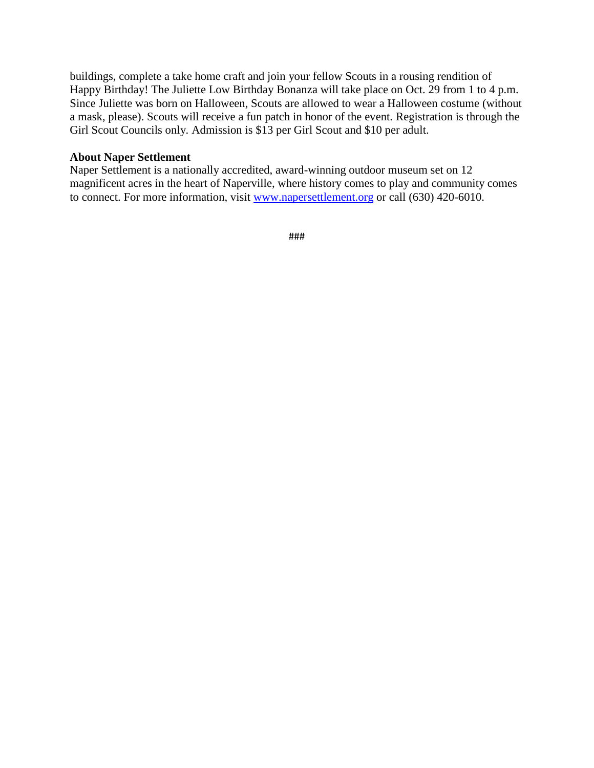buildings, complete a take home craft and join your fellow Scouts in a rousing rendition of Happy Birthday! The Juliette Low Birthday Bonanza will take place on Oct. 29 from 1 to 4 p.m. Since Juliette was born on Halloween, Scouts are allowed to wear a Halloween costume (without a mask, please). Scouts will receive a fun patch in honor of the event. Registration is through the Girl Scout Councils only. Admission is $13 per Girl Scout and $10 per adult.

**About Naper Settlement**
Naper Settlement is a nationally accredited, award-winning outdoor museum set on 12 magnificent acres in the heart of Naperville, where history comes to play and community comes to connect. For more information, visit [www.napersettlement.org](http://www.napersettlement.org) or call (630) 420-6010.

###